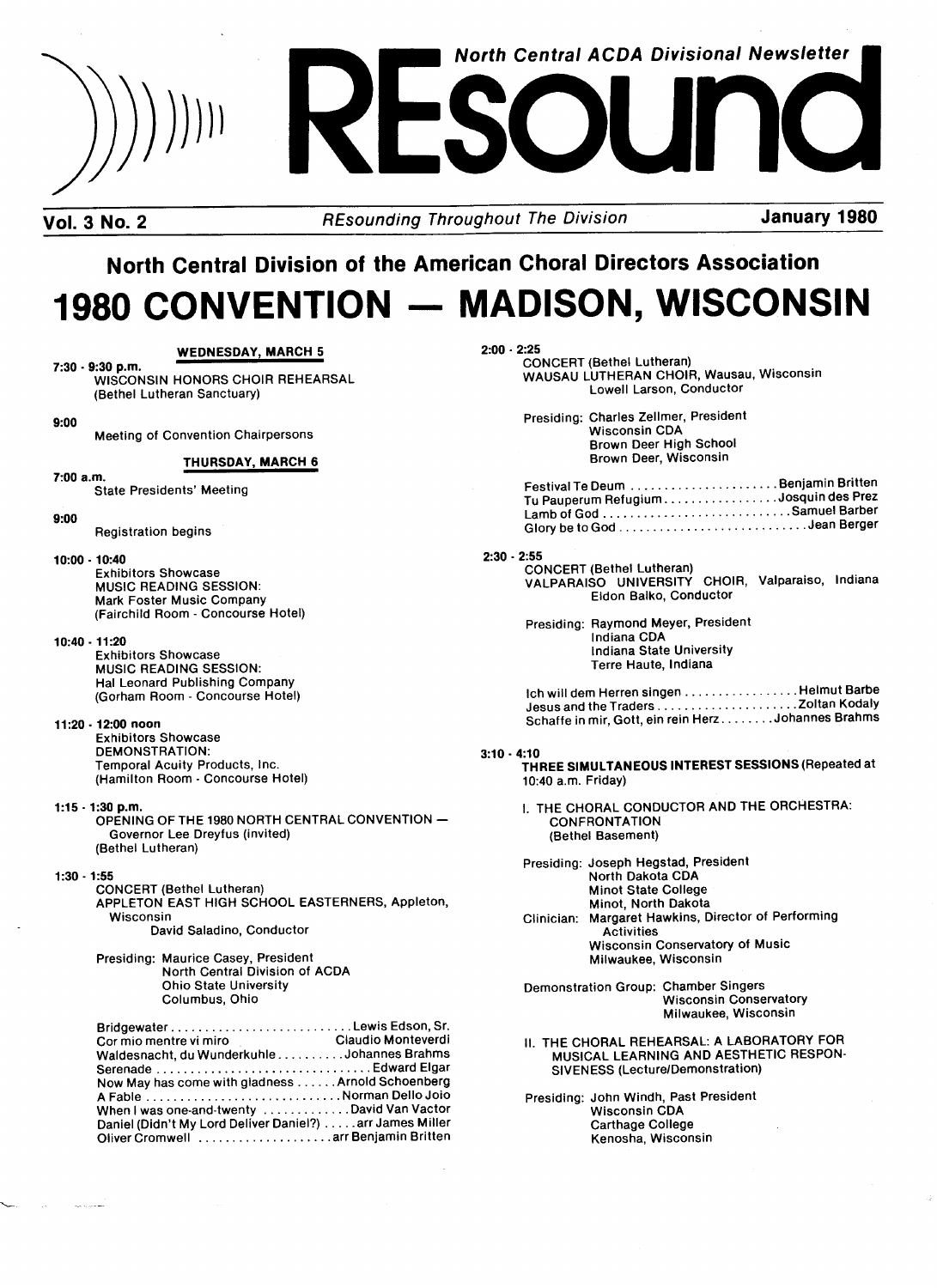# REsound

North Central ACDA Divisional Newsletter

**Vol. 3 No. 2** — *REsounding Throughout The Division* — **January 1980**

## North Central Division of the American Choral Directors Association

# 1980 CONVENTION — MADISON, WISCONSIN

### WEDNESDAY, MARCH 5

**7:30 - 9:30 p.m.**
WISCONSIN HONORS CHOIR REHEARSAL
(Bethel Lutheran Sanctuary)

**9:00**
Meeting of Convention Chairpersons

### THURSDAY, MARCH 6

**7:00 a.m.**
State Presidents' Meeting

**9:00**
Registration begins

**10:00 - 10:40**
Exhibitors Showcase
MUSIC READING SESSION:
Mark Foster Music Company
(Fairchild Room - Concourse Hotel)

**10:40 - 11:20**
Exhibitors Showcase
MUSIC READING SESSION:
Hal Leonard Publishing Company
(Gorham Room - Concourse Hotel)

**11:20 - 12:00 noon**
Exhibitors Showcase
DEMONSTRATION:
Temporal Acuity Products, Inc.
(Hamilton Room - Concourse Hotel)

**1:15 - 1:30 p.m.**
OPENING OF THE 1980 NORTH CENTRAL CONVENTION —
Governor Lee Dreyfus (invited)
(Bethel Lutheran)

**1:30 - 1:55**
CONCERT (Bethel Lutheran)
APPLETON EAST HIGH SCHOOL EASTERNERS, Appleton, Wisconsin
David Saladino, Conductor

Presiding: Maurice Casey, President
North Central Division of ACDA
Ohio State University
Columbus, Ohio

- Bridgewater .......... Lewis Edson, Sr.
- Cor mio mentre vi miro .......... Claudio Monteverdi
- Waldesnacht, du Wunderkuhle .......... Johannes Brahms
- Serenade .......... Edward Elgar
- Now May has come with gladness .......... Arnold Schoenberg
- A Fable .......... Norman Dello Joio
- When I was one-and-twenty .......... David Van Vactor
- Daniel (Didn't My Lord Deliver Daniel?) .......... arr James Miller
- Oliver Cromwell .......... arr Benjamin Britten

**2:00 - 2:25**
CONCERT (Bethel Lutheran)
WAUSAU LUTHERAN CHOIR, Wausau, Wisconsin
Lowell Larson, Conductor

Presiding: Charles Zellmer, President
Wisconsin CDA
Brown Deer High School
Brown Deer, Wisconsin

- Festival Te Deum .......... Benjamin Britten
- Tu Pauperum Refugium .......... Josquin des Prez
- Lamb of God .......... Samuel Barber
- Glory be to God .......... Jean Berger

**2:30 - 2:55**
CONCERT (Bethel Lutheran)
VALPARAISO UNIVERSITY CHOIR, Valparaiso, Indiana
Eldon Balko, Conductor

Presiding: Raymond Meyer, President
Indiana CDA
Indiana State University
Terre Haute, Indiana

- Ich will dem Herren singen .......... Helmut Barbe
- Jesus and the Traders .......... Zoltan Kodaly
- Schaffe in mir, Gott, ein rein Herz .......... Johannes Brahms

**3:10 - 4:10**
**THREE SIMULTANEOUS INTEREST SESSIONS** (Repeated at 10:40 a.m. Friday)

I. THE CHORAL CONDUCTOR AND THE ORCHESTRA: CONFRONTATION
(Bethel Basement)

Presiding: Joseph Hegstad, President
North Dakota CDA
Minot State College
Minot, North Dakota

Clinician: Margaret Hawkins, Director of Performing Activities
Wisconsin Conservatory of Music
Milwaukee, Wisconsin

Demonstration Group: Chamber Singers
Wisconsin Conservatory
Milwaukee, Wisconsin

II. THE CHORAL REHEARSAL: A LABORATORY FOR MUSICAL LEARNING AND AESTHETIC RESPONSIVENESS (Lecture/Demonstration)

Presiding: John Windh, Past President
Wisconsin CDA
Carthage College
Kenosha, Wisconsin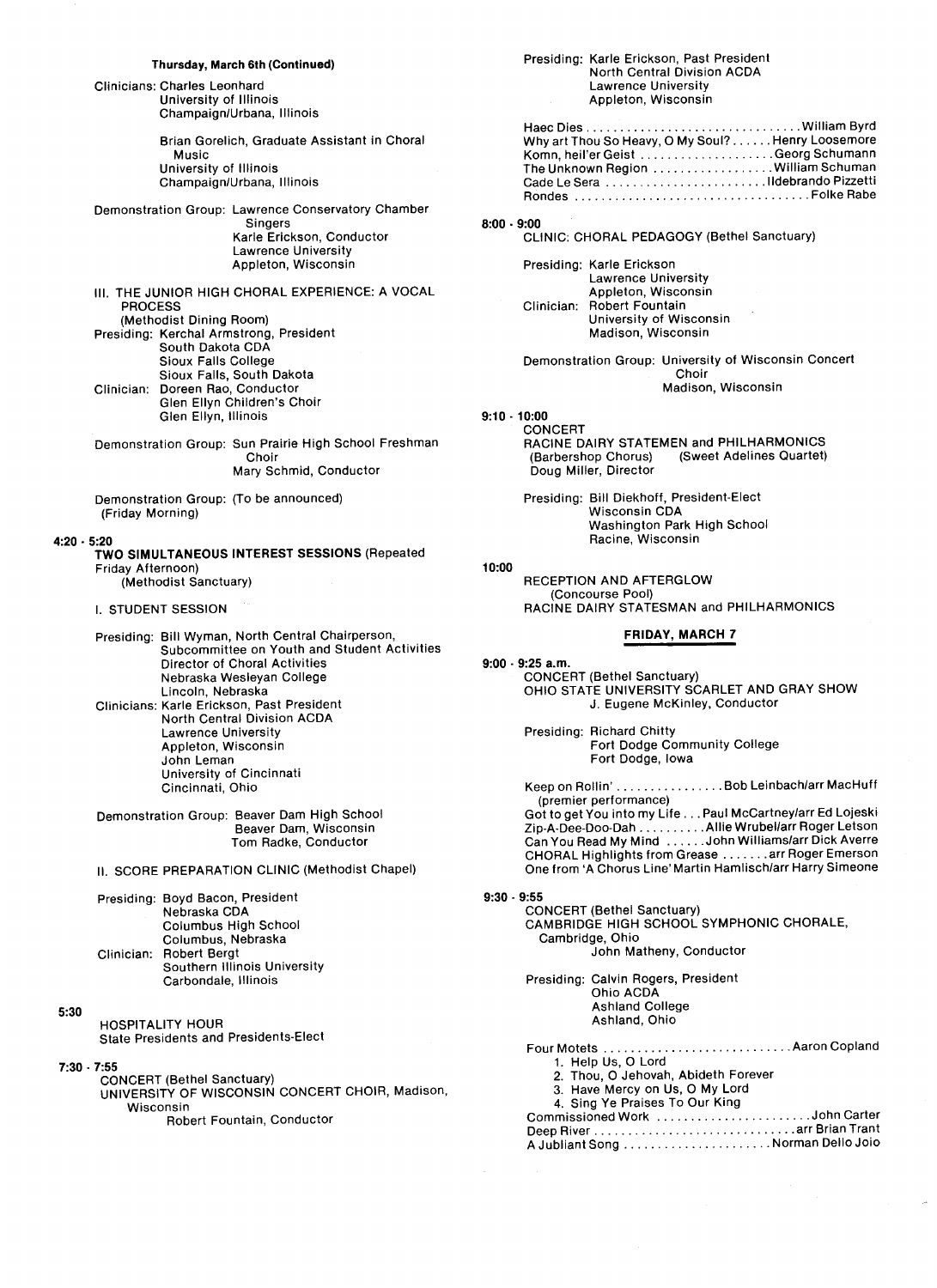### Thursday, March 6th (Continued)

Clinicians: Charles Leonhard
University of Illinois
Champaign/Urbana, Illinois

Brian Gorelich, Graduate Assistant in Choral Music
University of Illinois
Champaign/Urbana, Illinois

Demonstration Group: Lawrence Conservatory Chamber Singers
Karle Erickson, Conductor
Lawrence University
Appleton, Wisconsin

III. THE JUNIOR HIGH CHORAL EXPERIENCE: A VOCAL PROCESS
(Methodist Dining Room)
Presiding: Kerchal Armstrong, President
South Dakota CDA
Sioux Falls College
Sioux Falls, South Dakota
Clinician: Doreen Rao, Conductor
Glen Ellyn Children's Choir
Glen Ellyn, Illinois

Demonstration Group: Sun Prairie High School Freshman Choir
Mary Schmid, Conductor

Demonstration Group: (To be announced)
(Friday Morning)

**4:20 - 5:20**

**TWO SIMULTANEOUS INTEREST SESSIONS** (Repeated Friday Afternoon)
(Methodist Sanctuary)

I. STUDENT SESSION

Presiding: Bill Wyman, North Central Chairperson, Subcommittee on Youth and Student Activities
Director of Choral Activities
Nebraska Wesleyan College
Lincoln, Nebraska
Clinicians: Karle Erickson, Past President
North Central Division ACDA
Lawrence University
Appleton, Wisconsin
John Leman
University of Cincinnati
Cincinnati, Ohio

Demonstration Group: Beaver Dam High School
Beaver Dam, Wisconsin
Tom Radke, Conductor

II. SCORE PREPARATION CLINIC (Methodist Chapel)

Presiding: Boyd Bacon, President
Nebraska CDA
Columbus High School
Columbus, Nebraska
Clinician: Robert Bergt
Southern Illinois University
Carbondale, Illinois

**5:30**

HOSPITALITY HOUR
State Presidents and Presidents-Elect

**7:30 - 7:55**

CONCERT (Bethel Sanctuary)
UNIVERSITY OF WISCONSIN CONCERT CHOIR, Madison, Wisconsin
Robert Fountain, Conductor

Presiding: Karle Erickson, Past President
North Central Division ACDA
Lawrence University
Appleton, Wisconsin

Haec Dies ............ William Byrd
Why art Thou So Heavy, O My Soul? ...... Henry Loosemore
Komn, heil'er Geist ............ Georg Schumann
The Unknown Region ............ William Schuman
Cade Le Sera ............ Ildebrando Pizzetti
Rondes ............ Folke Rabe

**8:00 - 9:00**

CLINIC: CHORAL PEDAGOGY (Bethel Sanctuary)

Presiding: Karle Erickson
Lawrence University
Appleton, Wisconsin
Clinician: Robert Fountain
University of Wisconsin
Madison, Wisconsin

Demonstration Group: University of Wisconsin Concert Choir
Madison, Wisconsin

**9:10 - 10:00**

CONCERT
RACINE DAIRY STATEMEN and PHILHARMONICS
(Barbershop Chorus) (Sweet Adelines Quartet)
Doug Miller, Director

Presiding: Bill Diekhoff, President-Elect
Wisconsin CDA
Washington Park High School
Racine, Wisconsin

**10:00**

RECEPTION AND AFTERGLOW
(Concourse Pool)
RACINE DAIRY STATESMAN and PHILHARMONICS

## FRIDAY, MARCH 7

**9:00 - 9:25 a.m.**

CONCERT (Bethel Sanctuary)
OHIO STATE UNIVERSITY SCARLET AND GRAY SHOW
J. Eugene McKinley, Conductor

Presiding: Richard Chitty
Fort Dodge Community College
Fort Dodge, Iowa

Keep on Rollin' ............ Bob Leinbach/arr MacHuff
(premier performance)
Got to get You into my Life . . . Paul McCartney/arr Ed Lojeski
Zip-A-Dee-Doo-Dah ............ Allie Wrubel/arr Roger Letson
Can You Read My Mind ...... John Williams/arr Dick Averre
CHORAL Highlights from Grease ....... arr Roger Emerson
One from 'A Chorus Line' Martin Hamlisch/arr Harry Simeone

**9:30 - 9:55**

CONCERT (Bethel Sanctuary)
CAMBRIDGE HIGH SCHOOL SYMPHONIC CHORALE, Cambridge, Ohio
John Matheny, Conductor

Presiding: Calvin Rogers, President
Ohio ACDA
Ashland College
Ashland, Ohio

Four Motets ............ Aaron Copland
1. Help Us, O Lord
2. Thou, O Jehovah, Abideth Forever
3. Have Mercy on Us, O My Lord
4. Sing Ye Praises To Our King

Commissioned Work ............ John Carter
Deep River ............ arr Brian Trant
A Jubliant Song ............ Norman Dello Joio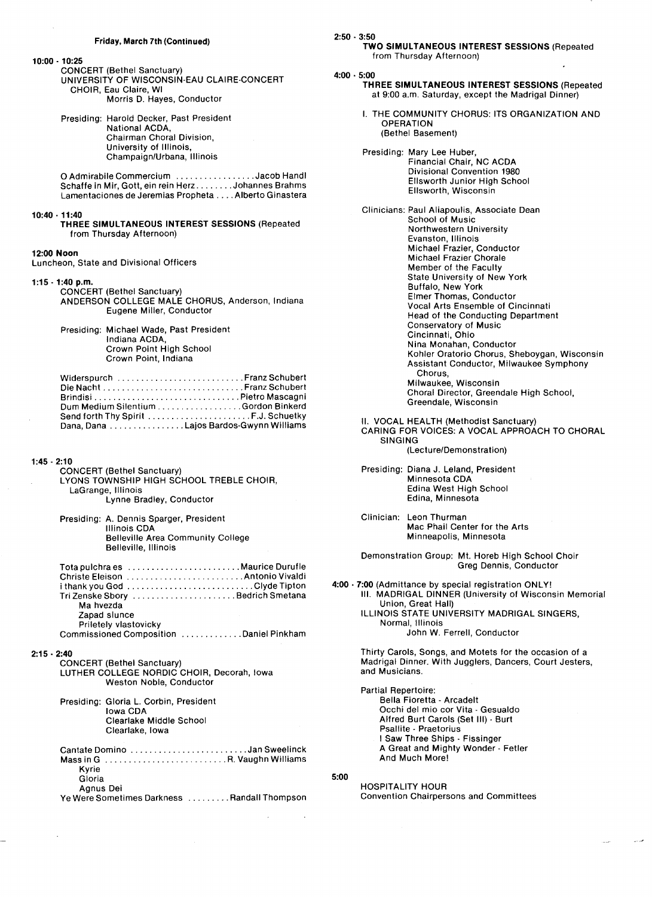**Friday, March 7th (Continued)**

**10:00 - 10:25**

CONCERT (Bethel Sanctuary)
UNIVERSITY OF WISCONSIN-EAU CLAIRE-CONCERT CHOIR, Eau Claire, WI
Morris D. Hayes, Conductor

Presiding: Harold Decker, Past President
National ACDA,
Chairman Choral Division,
University of Illinois,
Champaign/Urbana, Illinois

O Admirabile Commercium ................. Jacob Handl
Schaffe in Mir, Gott, ein rein Herz ........ Johannes Brahms
Lamentaciones de Jeremias Propheta .... Alberto Ginastera

**10:40 - 11:40**

**THREE SIMULTANEOUS INTEREST SESSIONS** (Repeated from Thursday Afternoon)

**12:00 Noon**

Luncheon, State and Divisional Officers

**1:15 - 1:40 p.m.**

CONCERT (Bethel Sanctuary)
ANDERSON COLLEGE MALE CHORUS, Anderson, Indiana
Eugene Miller, Conductor

Presiding: Michael Wade, Past President
Indiana ACDA,
Crown Point High School
Crown Point, Indiana

Widerspurch ........................... Franz Schubert
Die Nacht .............................. Franz Schubert
Brindisi ............................... Pietro Mascagni
Dum Medium Silentium .................. Gordon Binkerd
Send forth Thy Spirit ...................... F.J. Schuetky
Dana, Dana ................ Lajos Bardos-Gwynn Williams

**1:45 - 2:10**

CONCERT (Bethel Sanctuary)
LYONS TOWNSHIP HIGH SCHOOL TREBLE CHOIR, LaGrange, Illinois
Lynne Bradley, Conductor

Presiding: A. Dennis Sparger, President
Illinois CDA
Belleville Area Community College
Belleville, Illinois

Tota pulchra es ........................ Maurice Durufle
Christe Eleison ......................... Antonio Vivaldi
i thank you God .......................... Clyde Tipton
Tri Zenske Sbory ...................... Bedrich Smetana
- Ma hvezda
- Zapad slunce
- Priletely vlastovicky

Commissioned Composition ............. Daniel Pinkham

**2:15 - 2:40**

CONCERT (Bethel Sanctuary)
LUTHER COLLEGE NORDIC CHOIR, Decorah, Iowa
Weston Noble, Conductor

Presiding: Gloria L. Corbin, President
Iowa CDA
Clearlake Middle School
Clearlake, Iowa

Cantate Domino ......................... Jan Sweelinck
Mass in G .......................... R. Vaughn Williams
- Kyrie
- Gloria
- Agnus Dei

Ye Were Sometimes Darkness ......... Randall Thompson

**2:50 - 3:50**

**TWO SIMULTANEOUS INTEREST SESSIONS** (Repeated from Thursday Afternoon)

**4:00 - 5:00**

**THREE SIMULTANEOUS INTEREST SESSIONS** (Repeated at 9:00 a.m. Saturday, except the Madrigal Dinner)

I. THE COMMUNITY CHORUS: ITS ORGANIZATION AND OPERATION
(Bethel Basement)

Presiding: Mary Lee Huber,
Financial Chair, NC ACDA
Divisional Convention 1980
Ellsworth Junior High School
Ellsworth, Wisconsin

Clinicians: Paul Aliapoulis, Associate Dean
School of Music
Northwestern University
Evanston, Illinois
Michael Frazier, Conductor
Michael Frazier Chorale
Member of the Faculty
State University of New York
Buffalo, New York
Elmer Thomas, Conductor
Vocal Arts Ensemble of Cincinnati
Head of the Conducting Department
Conservatory of Music
Cincinnati, Ohio
Nina Monahan, Conductor
Kohler Oratorio Chorus, Sheboygan, Wisconsin
Assistant Conductor, Milwaukee Symphony Chorus,
Milwaukee, Wisconsin
Choral Director, Greendale High School,
Greendale, Wisconsin

II. VOCAL HEALTH (Methodist Sanctuary)
CARING FOR VOICES: A VOCAL APPROACH TO CHORAL SINGING
(Lecture/Demonstration)

Presiding: Diana J. Leland, President
Minnesota CDA
Edina West High School
Edina, Minnesota

Clinician: Leon Thurman
Mac Phail Center for the Arts
Minneapolis, Minnesota

Demonstration Group: Mt. Horeb High School Choir
Greg Dennis, Conductor

**4:00 - 7:00** (Admittance by special registration ONLY!

III. MADRIGAL DINNER (University of Wisconsin Memorial Union, Great Hall)
ILLINOIS STATE UNIVERSITY MADRIGAL SINGERS, Normal, Illinois
John W. Ferrell, Conductor

Thirty Carols, Songs, and Motets for the occasion of a Madrigal Dinner. With Jugglers, Dancers, Court Jesters, and Musicians.

Partial Repertoire:
- Bella Fioretta - Arcadelt
- Occhi del mio cor Vita - Gesualdo
- Alfred Burt Carols (Set III) - Burt
- Psallite - Praetorius
- I Saw Three Ships - Fissinger
- A Great and Mighty Wonder - Fetler
- And Much More!

**5:00**

HOSPITALITY HOUR
Convention Chairpersons and Committees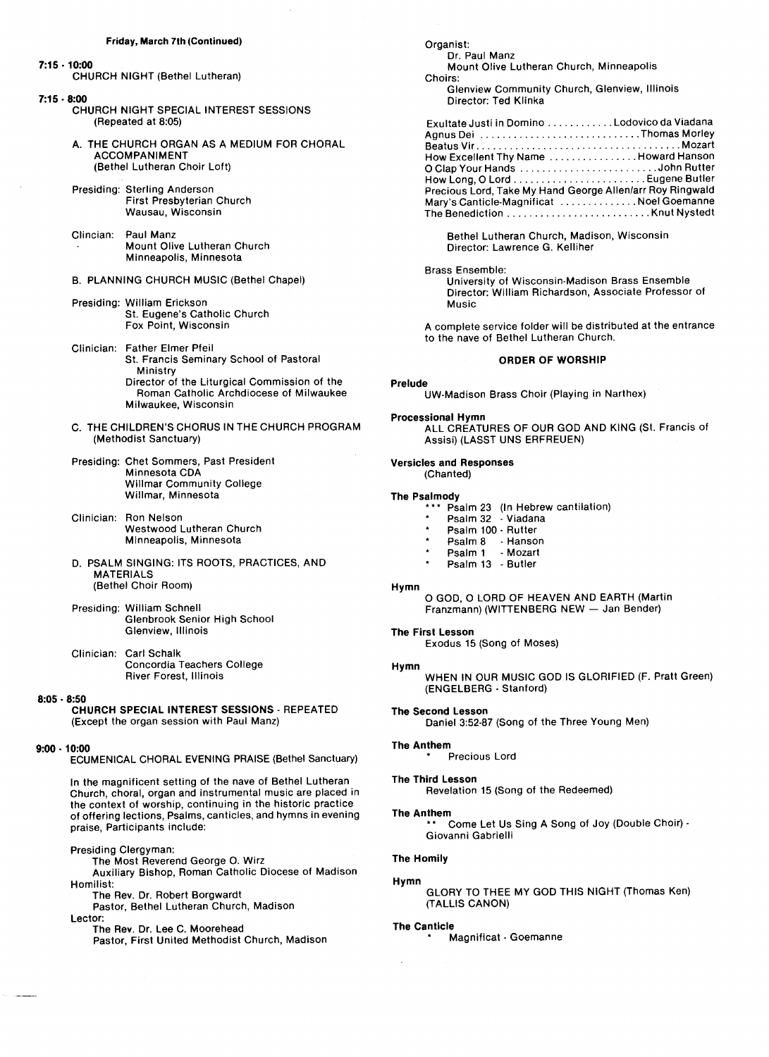**Friday, March 7th (Continued)**

**7:15 - 10:00**
CHURCH NIGHT (Bethel Lutheran)

**7:15 - 8:00**
CHURCH NIGHT SPECIAL INTEREST SESSIONS
(Repeated at 8:05)

A. THE CHURCH ORGAN AS A MEDIUM FOR CHORAL ACCOMPANIMENT
(Bethel Lutheran Choir Loft)

Presiding: Sterling Anderson
First Presbyterian Church
Wausau, Wisconsin

Clincian: Paul Manz
Mount Olive Lutheran Church
Minneapolis, Minnesota

B. PLANNING CHURCH MUSIC (Bethel Chapel)

Presiding: William Erickson
St. Eugene's Catholic Church
Fox Point, Wisconsin

Clinician: Father Elmer Pfeil
St. Francis Seminary School of Pastoral Ministry
Director of the Liturgical Commission of the Roman Catholic Archdiocese of Milwaukee
Milwaukee, Wisconsin

C. THE CHILDREN'S CHORUS IN THE CHURCH PROGRAM
(Methodist Sanctuary)

Presiding: Chet Sommers, Past President
Minnesota CDA
Willmar Community College
Willmar, Minnesota

Clinician: Ron Nelson
Westwood Lutheran Church
Minneapolis, Minnesota

D. PSALM SINGING: ITS ROOTS, PRACTICES, AND MATERIALS
(Bethel Choir Room)

Presiding: William Schnell
Glenbrook Senior High School
Glenview, Illinois

Clinician: Carl Schalk
Concordia Teachers College
River Forest, Illinois

**8:05 - 8:50**
**CHURCH SPECIAL INTEREST SESSIONS** - REPEATED
(Except the organ session with Paul Manz)

**9:00 - 10:00**
ECUMENICAL CHORAL EVENING PRAISE (Bethel Sanctuary)

In the magnificent setting of the nave of Bethel Lutheran Church, choral, organ and instrumental music are placed in the context of worship, continuing in the historic practice of offering lections, Psalms, canticles, and hymns in evening praise. Participants include:

Presiding Clergyman:
The Most Reverend George O. Wirz
Auxiliary Bishop, Roman Catholic Diocese of Madison

Homilist:
The Rev. Dr. Robert Borgwardt
Pastor, Bethel Lutheran Church, Madison

Lector:
The Rev. Dr. Lee C. Moorehead
Pastor, First United Methodist Church, Madison

Organist:
Dr. Paul Manz
Mount Olive Lutheran Church, Minneapolis

Choirs:
Glenview Community Church, Glenview, Illinois
Director: Ted Klinka

Exultate Justi in Domino ............ Lodovico da Viadana
Agnus Dei ............................ Thomas Morley
Beatus Vir ................................... Mozart
How Excellent Thy Name ................ Howard Hanson
O Clap Your Hands ......................... John Rutter
How Long, O Lord ........................ Eugene Butler
Precious Lord, Take My Hand George Allen/arr Roy Ringwald
Mary's Canticle-Magnificat .............. Noel Goemanne
The Benediction .......................... Knut Nystedt

Bethel Lutheran Church, Madison, Wisconsin
Director: Lawrence G. Kelliher

Brass Ensemble:
University of Wisconsin-Madison Brass Ensemble
Director: William Richardson, Associate Professor of Music

A complete service folder will be distributed at the entrance to the nave of Bethel Lutheran Church.

**ORDER OF WORSHIP**

**Prelude**
UW-Madison Brass Choir (Playing in Narthex)

**Processional Hymn**
ALL CREATURES OF OUR GOD AND KING (St. Francis of Assisi) (LASST UNS ERFREUEN)

**Versicles and Responses**
(Chanted)

**The Psalmody**
*** Psalm 23 (In Hebrew cantilation)
* Psalm 32 - Viadana
* Psalm 100 - Rutter
* Psalm 8 - Hanson
* Psalm 1 - Mozart
* Psalm 13 - Butler

**Hymn**
O GOD, O LORD OF HEAVEN AND EARTH (Martin Franzmann) (WITTENBERG NEW — Jan Bender)

**The First Lesson**
Exodus 15 (Song of Moses)

**Hymn**
WHEN IN OUR MUSIC GOD IS GLORIFIED (F. Pratt Green) (ENGELBERG - Stanford)

**The Second Lesson**
Daniel 3:52-87 (Song of the Three Young Men)

**The Anthem**
* Precious Lord

**The Third Lesson**
Revelation 15 (Song of the Redeemed)

**The Anthem**
** Come Let Us Sing A Song of Joy (Double Choir) - Giovanni Gabrielli

**The Homily**

**Hymn**
GLORY TO THEE MY GOD THIS NIGHT (Thomas Ken) (TALLIS CANON)

**The Canticle**
* Magnificat - Goemanne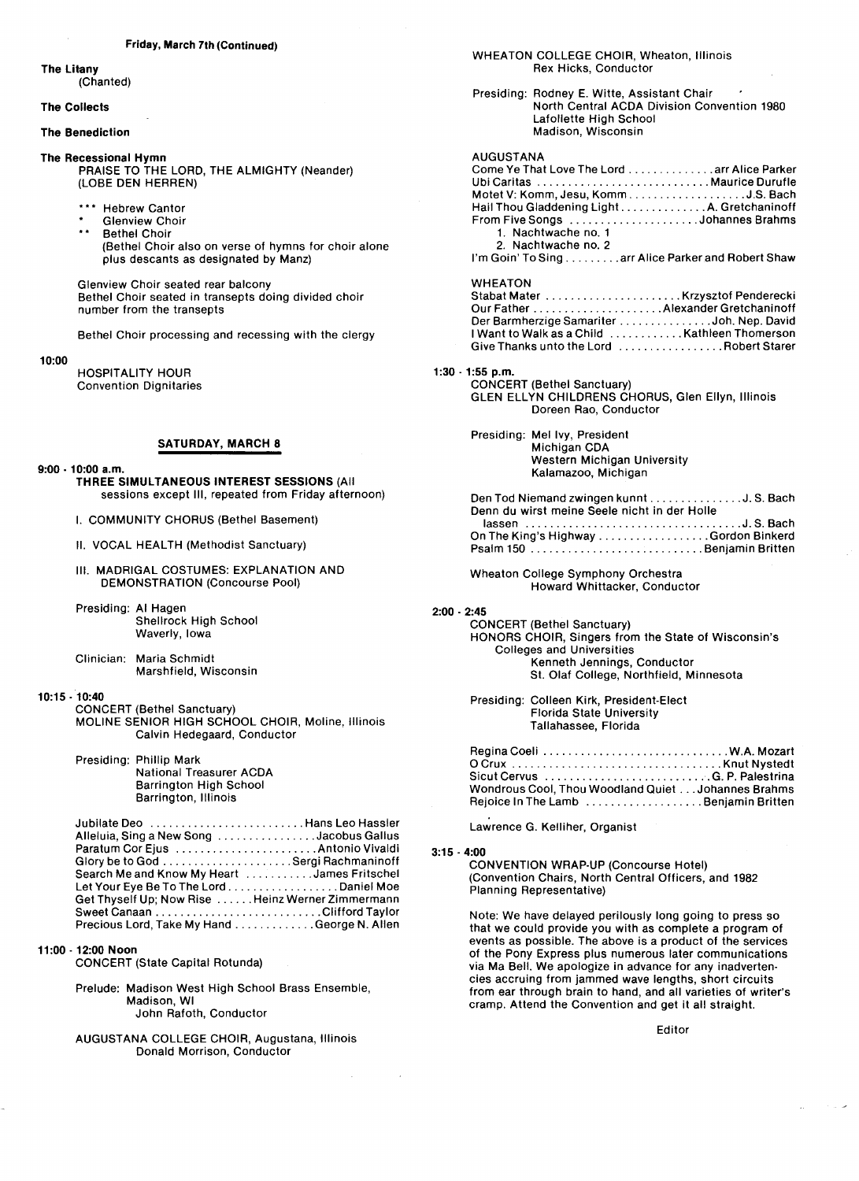**Friday, March 7th (Continued)**

**The Litany**
(Chanted)

**The Collects**

**The Benediction**

**The Recessional Hymn**
PRAISE TO THE LORD, THE ALMIGHTY (Neander)
(LOBE DEN HERREN)

- *** Hebrew Cantor
- * Glenview Choir
- ** Bethel Choir
  (Bethel Choir also on verse of hymns for choir alone plus descants as designated by Manz)

Glenview Choir seated rear balcony
Bethel Choir seated in transepts doing divided choir number from the transepts

Bethel Choir processing and recessing with the clergy

**10:00**
HOSPITALITY HOUR
Convention Dignitaries

## SATURDAY, MARCH 8

**9:00 - 10:00 a.m.**
**THREE SIMULTANEOUS INTEREST SESSIONS** (All sessions except III, repeated from Friday afternoon)

I. COMMUNITY CHORUS (Bethel Basement)

II. VOCAL HEALTH (Methodist Sanctuary)

III. MADRIGAL COSTUMES: EXPLANATION AND DEMONSTRATION (Concourse Pool)

Presiding: Al Hagen
Shellrock High School
Waverly, Iowa

Clinician: Maria Schmidt
Marshfield, Wisconsin

**10:15 - 10:40**
CONCERT (Bethel Sanctuary)
MOLINE SENIOR HIGH SCHOOL CHOIR, Moline, Illinois
Calvin Hedegaard, Conductor

Presiding: Phillip Mark
National Treasurer ACDA
Barrington High School
Barrington, Illinois

Jubilate Deo .......................... Hans Leo Hassler
Alleluia, Sing a New Song ................ Jacobus Gallus
Paratum Cor Ejus ....................... Antonio Vivaldi
Glory be to God ...................... Sergi Rachmaninoff
Search Me and Know My Heart ........... James Fritschel
Let Your Eye Be To The Lord .................. Daniel Moe
Get Thyself Up; Now Rise ...... Heinz Werner Zimmermann
Sweet Canaan ........................... Clifford Taylor
Precious Lord, Take My Hand ............. George N. Allen

**11:00 - 12:00 Noon**
CONCERT (State Capital Rotunda)

Prelude: Madison West High School Brass Ensemble, Madison, WI
John Rafoth, Conductor

AUGUSTANA COLLEGE CHOIR, Augustana, Illinois
Donald Morrison, Conductor

WHEATON COLLEGE CHOIR, Wheaton, Illinois
Rex Hicks, Conductor

Presiding: Rodney E. Witte, Assistant Chair
North Central ACDA Division Convention 1980
Lafollette High School
Madison, Wisconsin

AUGUSTANA
Come Ye That Love The Lord .............. arr Alice Parker
Ubi Caritas ............................ Maurice Durufle
Motet V: Komm, Jesu, Komm ................... J.S. Bach
Hail Thou Gladdening Light .............. A. Gretchaninoff
From Five Songs ..................... Johannes Brahms
1. Nachtwache no. 1
2. Nachtwache no. 2
I'm Goin' To Sing ......... arr Alice Parker and Robert Shaw

WHEATON
Stabat Mater ...................... Krzysztof Penderecki
Our Father ..................... Alexander Gretchaninoff
Der Barmherzige Samariter ............... Joh. Nep. David
I Want to Walk as a Child ............ Kathleen Thomerson
Give Thanks unto the Lord ................. Robert Starer

**1:30 - 1:55 p.m.**
CONCERT (Bethel Sanctuary)
GLEN ELLYN CHILDRENS CHORUS, Glen Ellyn, Illinois
Doreen Rao, Conductor

Presiding: Mel Ivy, President
Michigan CDA
Western Michigan University
Kalamazoo, Michigan

Den Tod Niemand zwingen kunnt ............... J. S. Bach
Denn du wirst meine Seele nicht in der Holle lassen ................................... J. S. Bach
On The King's Highway .................. Gordon Binkerd
Psalm 150 ............................ Benjamin Britten

Wheaton College Symphony Orchestra
Howard Whittacker, Conductor

**2:00 - 2:45**
CONCERT (Bethel Sanctuary)
HONORS CHOIR, Singers from the State of Wisconsin's Colleges and Universities
Kenneth Jennings, Conductor
St. Olaf College, Northfield, Minnesota

Presiding: Colleen Kirk, President-Elect
Florida State University
Tallahassee, Florida

Regina Coeli .............................. W.A. Mozart
O Crux .................................. Knut Nystedt
Sicut Cervus .......................... G. P. Palestrina
Wondrous Cool, Thou Woodland Quiet ... Johannes Brahms
Rejoice In The Lamb ................... Benjamin Britten

Lawrence G. Kelliher, Organist

**3:15 - 4:00**
CONVENTION WRAP-UP (Concourse Hotel)
(Convention Chairs, North Central Officers, and 1982 Planning Representative)

Note: We have delayed perilously long going to press so that we could provide you with as complete a program of events as possible. The above is a product of the services of the Pony Express plus numerous later communications via Ma Bell. We apologize in advance for any inadvertencies accruing from jammed wave lengths, short circuits from ear through brain to hand, and all varieties of writer's cramp. Attend the Convention and get it all straight.

Editor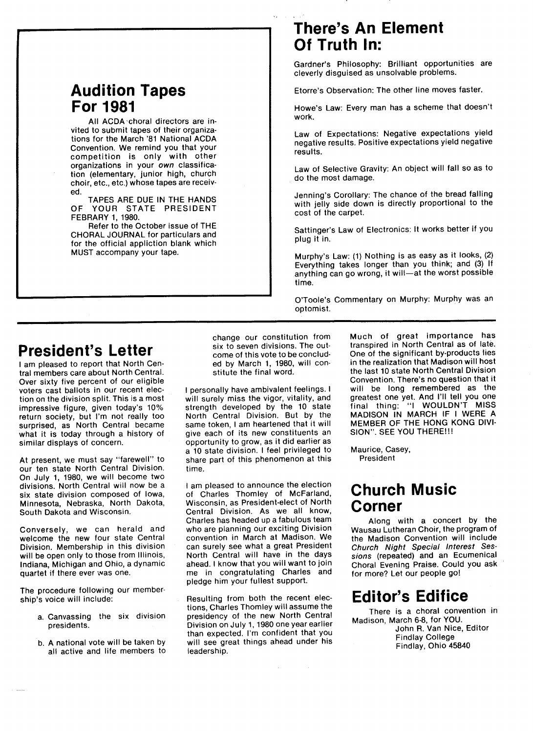## Audition Tapes For 1981

All ACDA choral directors are invited to submit tapes of their organizations for the March '81 National ACDA Convention. We remind you that your competition is only with other organizations in your *own* classification (elementary, junior high, church choir, etc., etc.) whose tapes are received.

TAPES ARE DUE IN THE HANDS OF YOUR STATE PRESIDENT FEBRARY 1, 1980.

Refer to the October issue of THE CHORAL JOURNAL for particulars and for the official appliction blank which MUST accompany your tape.

## There's An Element Of Truth In:

Gardner's Philosophy: Brilliant opportunities are cleverly disguised as unsolvable problems.

Etorre's Observation: The other line moves faster.

Howe's Law: Every man has a scheme that doesn't work.

Law of Expectations: Negative expectations yield negative results. Positive expectations yield negative results.

Law of Selective Gravity: An object will fall so as to do the most damage.

Jenning's Corollary: The chance of the bread falling with jelly side down is directly proportional to the cost of the carpet.

Sattinger's Law of Electronics: It works better if you plug it in.

Murphy's Law: (1) Nothing is as easy as it looks, (2) Everything takes longer than you think; and (3) If anything can go wrong, it will—at the worst possible time.

O'Toole's Commentary on Murphy: Murphy was an optomist.

## President's Letter

I am pleased to report that North Central members care about North Central. Over sixty five percent of our eligible voters cast ballots in our recent election on the division split. This is a most impressive figure, given today's 10% return society, but I'm not really too surprised, as North Central became what it is today through a history of similar displays of concern.

At present, we must say "farewell" to our ten state North Central Division. On July 1, 1980, we will become two divisions. North Central will now be a six state division composed of Iowa, Minnesota, Nebraska, North Dakota, South Dakota and Wisconsin.

Conversely, we can herald and welcome the new four state Central Division. Membership in this division will be open only to those from Illinois, Indiana, Michigan and Ohio, a dynamic quartet if there ever was one.

The procedure following our membership's voice will include:

a. Canvassing the six division presidents.

b. A national vote will be taken by all active and life members to change our constitution from six to seven divisions. The outcome of this vote to be concluded by March 1, 1980, will constitute the final word.

I personally have ambivalent feelings. I will surely miss the vigor, vitality, and strength developed by the 10 state North Central Division. But by the same token, I am heartened that it will give each of its new constituents an opportunity to grow, as it did earlier as a 10 state division. I feel privileged to share part of this phenomenon at this time.

I am pleased to announce the election of Charles Thomley of McFarland, Wisconsin, as President-elect of North Central Division. As we all know, Charles has headed up a fabulous team who are planning our exciting Division convention in March at Madison. We can surely see what a great President North Central will have in the days ahead. I know that you will want to join me in congratulating Charles and pledge him your fullest support.

Resulting from both the recent elections, Charles Thomley will assume the presidency of the new North Central Division on July 1, 1980 one year earlier than expected. I'm confident that you will see great things ahead under his leadership.

Much of great importance has transpired in North Central as of late. One of the significant by-products lies in the realization that Madison will host the last 10 state North Central Division Convention. There's no question that it will be long remembered as the greatest one yet. And I'll tell you one final thing: "I WOULDN'T MISS MADISON IN MARCH IF I WERE A MEMBER OF THE HONG KONG DIVISION". SEE YOU THERE!!!

Maurice, Casey,
President

## Church Music Corner

Along with a concert by the Wausau Lutheran Choir, the program of the Madison Convention will include *Church Night Special Interest Sessions* (repeated) and an Ecumenical Choral Evening Praise. Could you ask for more? Let our people go!

## Editor's Edifice

There is a choral convention in Madison, March 6-8, for YOU.

John R. Van Nice, Editor
Findlay College
Findlay, Ohio 45840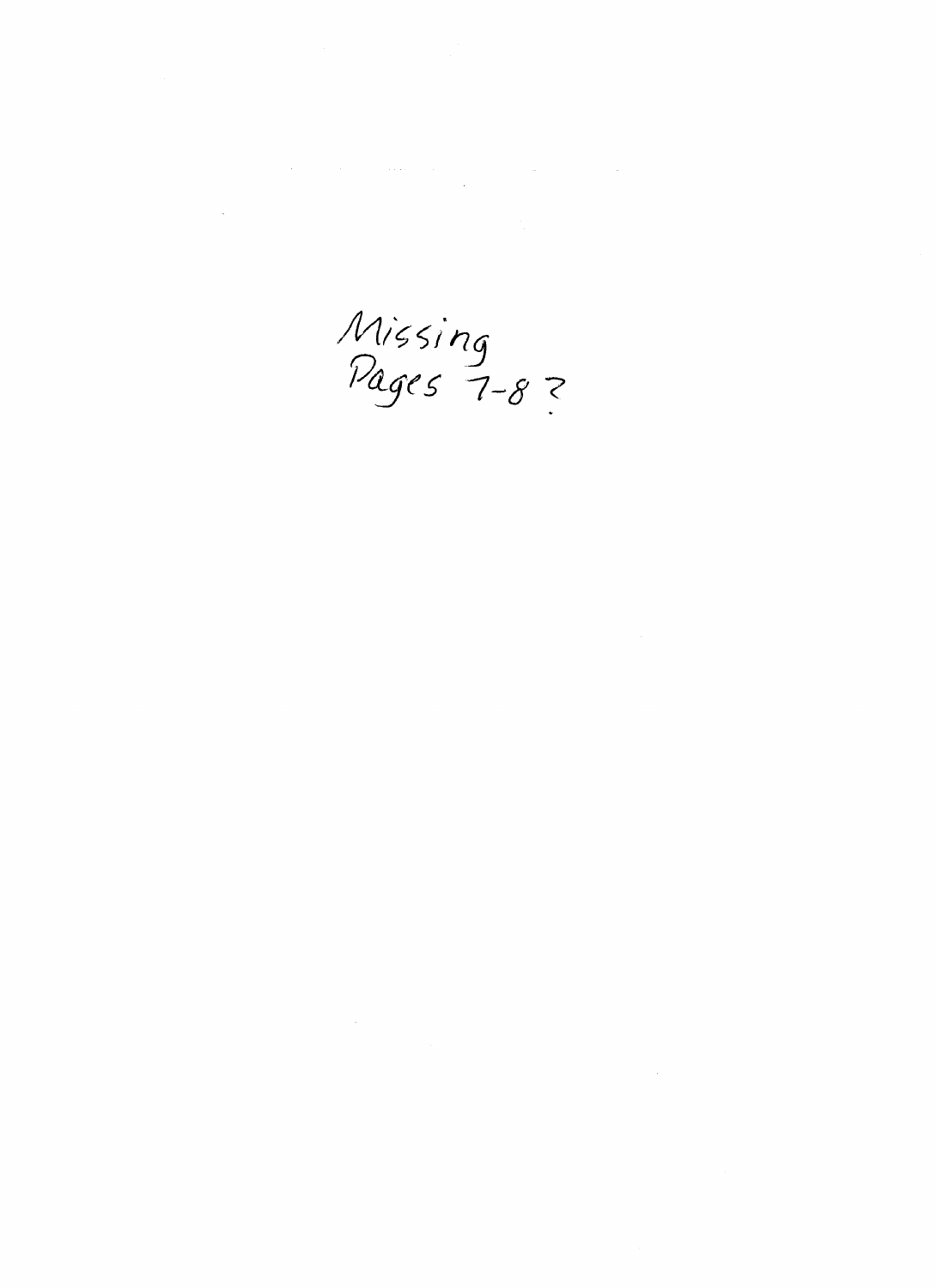Missing
Pages 7-8 ?